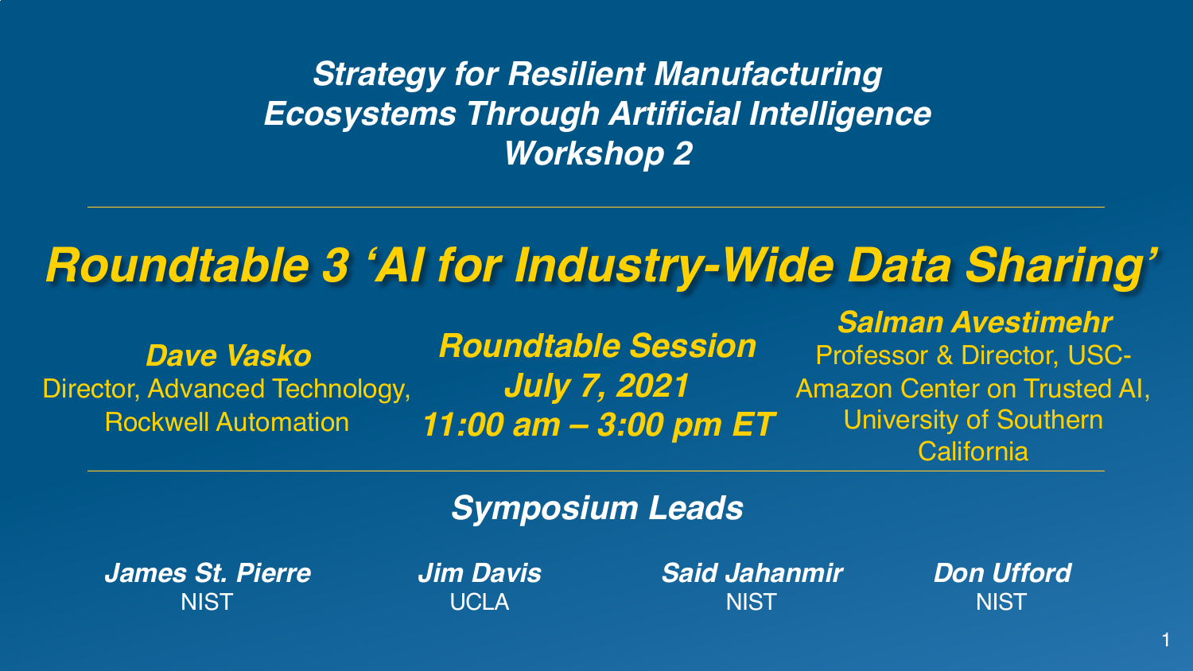# *Strategy for Resilient Manufacturing Ecosystems Through Artificial Intelligence Workshop 2*

## *Roundtable 3 'AI for Industry-Wide Data Sharing'*

***Dave Vasko***
Director, Advanced Technology, Rockwell Automation

***Roundtable Session***
***July 7, 2021***
***11:00 am – 3:00 pm ET***

***Salman Avestimehr***
Professor & Director, USC-Amazon Center on Trusted AI, University of Southern California

### *Symposium Leads*

***James St. Pierre***
NIST

***Jim Davis***
UCLA

***Said Jahanmir***
NIST

***Don Ufford***
NIST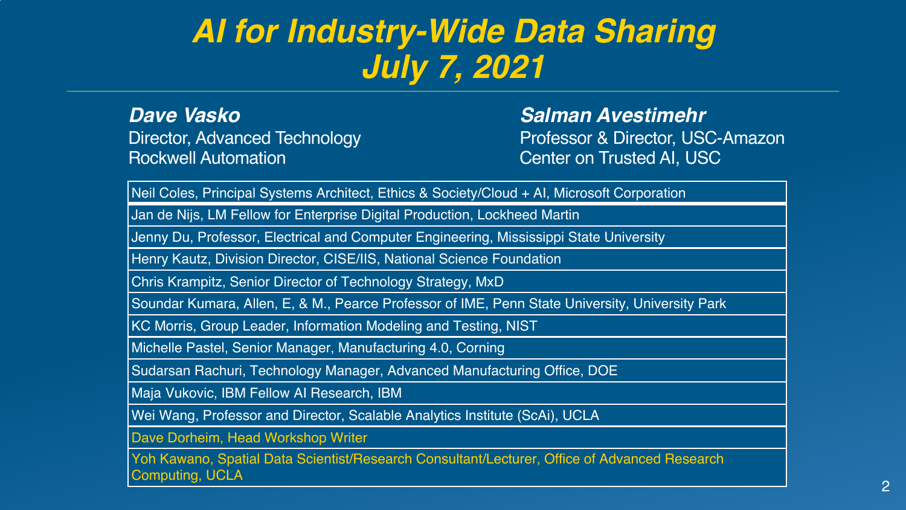# *AI for Industry-Wide Data Sharing*
# *July 7, 2021*

***Dave Vasko***
Director, Advanced Technology
Rockwell Automation

***Salman Avestimehr***
Professor & Director, USC-Amazon
Center on Trusted AI, USC

| |
|---|
| Neil Coles, Principal Systems Architect, Ethics & Society/Cloud + AI, Microsoft Corporation |
| Jan de Nijs, LM Fellow for Enterprise Digital Production, Lockheed Martin |
| Jenny Du, Professor, Electrical and Computer Engineering, Mississippi State University |
| Henry Kautz, Division Director, CISE/IIS, National Science Foundation |
| Chris Krampitz, Senior Director of Technology Strategy, MxD |
| Soundar Kumara, Allen, E, & M., Pearce Professor of IME, Penn State University, University Park |
| KC Morris, Group Leader, Information Modeling and Testing, NIST |
| Michelle Pastel, Senior Manager, Manufacturing 4.0, Corning |
| Sudarsan Rachuri, Technology Manager, Advanced Manufacturing Office, DOE |
| Maja Vukovic, IBM Fellow AI Research, IBM |
| Wei Wang, Professor and Director, Scalable Analytics Institute (ScAi), UCLA |
| Dave Dorheim, Head Workshop Writer |
| Yoh Kawano, Spatial Data Scientist/Research Consultant/Lecturer, Office of Advanced Research Computing, UCLA |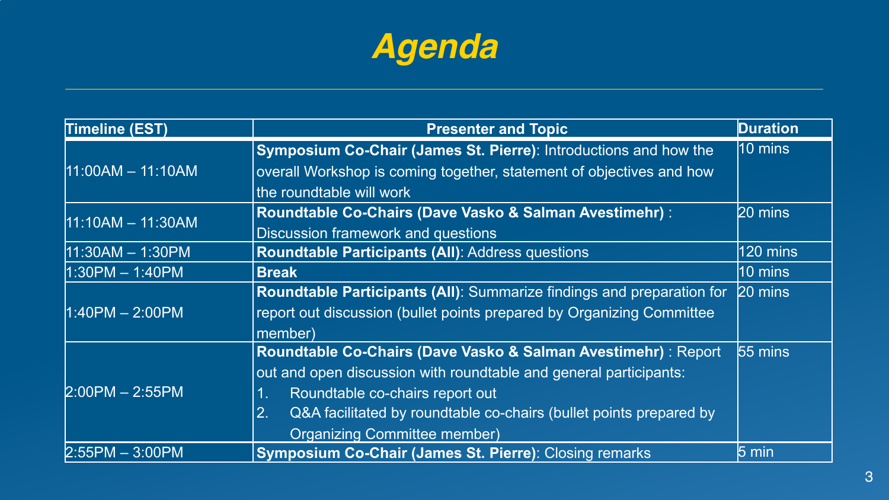# *Agenda*

| Timeline (EST) | Presenter and Topic | Duration |
|---|---|---|
| 11:00AM – 11:10AM | **Symposium Co-Chair (James St. Pierre)**: Introductions and how the overall Workshop is coming together, statement of objectives and how the roundtable will work | 10 mins |
| 11:10AM – 11:30AM | **Roundtable Co-Chairs (Dave Vasko & Salman Avestimehr)** : Discussion framework and questions | 20 mins |
| 11:30AM – 1:30PM | **Roundtable Participants (All)**: Address questions | 120 mins |
| 1:30PM – 1:40PM | **Break** | 10 mins |
| 1:40PM – 2:00PM | **Roundtable Participants (All)**: Summarize findings and preparation for report out discussion (bullet points prepared by Organizing Committee member) | 20 mins |
| 2:00PM – 2:55PM | **Roundtable Co-Chairs (Dave Vasko & Salman Avestimehr)** : Report out and open discussion with roundtable and general participants: 1. Roundtable co-chairs report out 2. Q&A facilitated by roundtable co-chairs (bullet points prepared by Organizing Committee member) | 55 mins |
| 2:55PM – 3:00PM | **Symposium Co-Chair (James St. Pierre)**: Closing remarks | 5 min |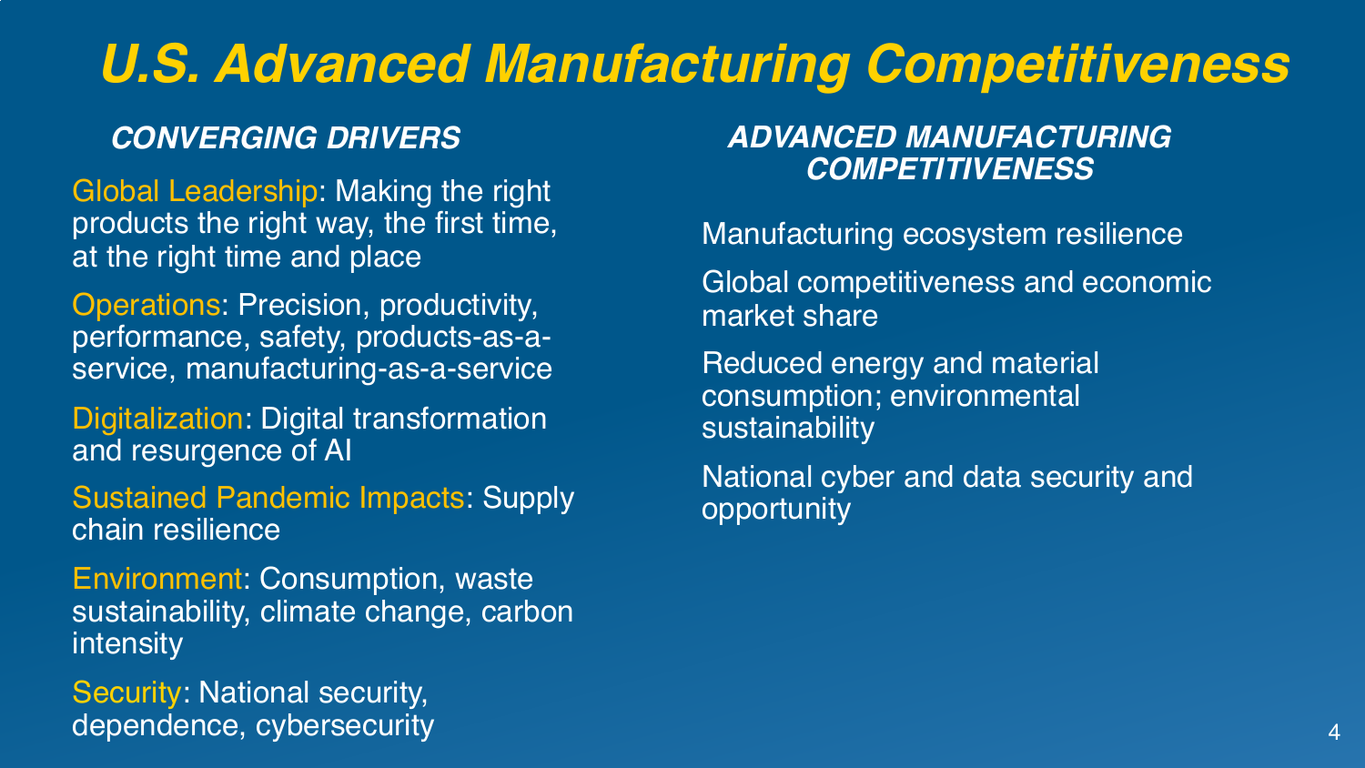# U.S. Advanced Manufacturing Competitiveness

## CONVERGING DRIVERS

Global Leadership: Making the right products the right way, the first time, at the right time and place

Operations: Precision, productivity, performance, safety, products-as-a-service, manufacturing-as-a-service

Digitalization: Digital transformation and resurgence of AI

Sustained Pandemic Impacts: Supply chain resilience

Environment: Consumption, waste sustainability, climate change, carbon intensity

Security: National security, dependence, cybersecurity

## ADVANCED MANUFACTURING COMPETITIVENESS

Manufacturing ecosystem resilience

Global competitiveness and economic market share

Reduced energy and material consumption; environmental sustainability

National cyber and data security and opportunity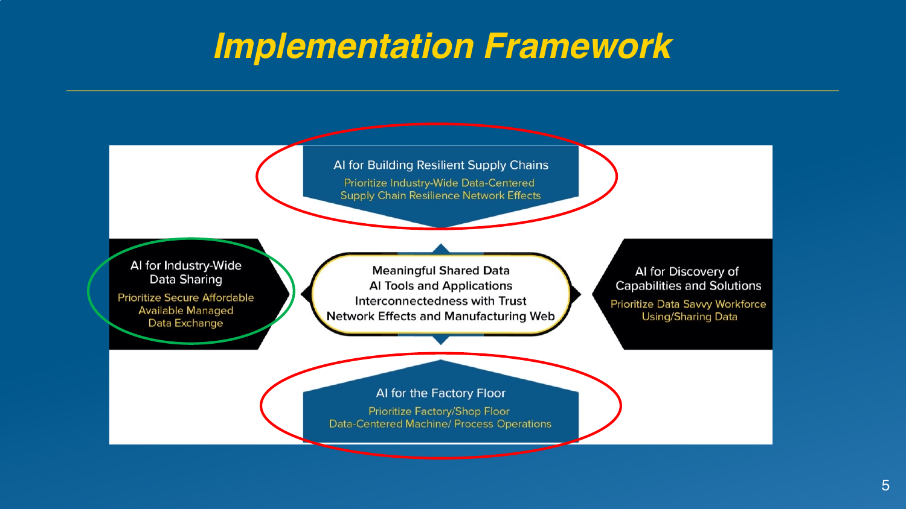# Implementation Framework

**AI for Building Resilient Supply Chains**
Prioritize Industry-Wide Data-Centered Supply Chain Resilience Network Effects

**AI for Industry-Wide Data Sharing**
Prioritize Secure Affordable Available Managed Data Exchange

**Meaningful Shared Data**
**AI Tools and Applications**
**Interconnectedness with Trust**
**Network Effects and Manufacturing Web**

**AI for Discovery of Capabilities and Solutions**
Prioritize Data Savvy Workforce Using/Sharing Data

**AI for the Factory Floor**
Prioritize Factory/Shop Floor Data-Centered Machine/ Process Operations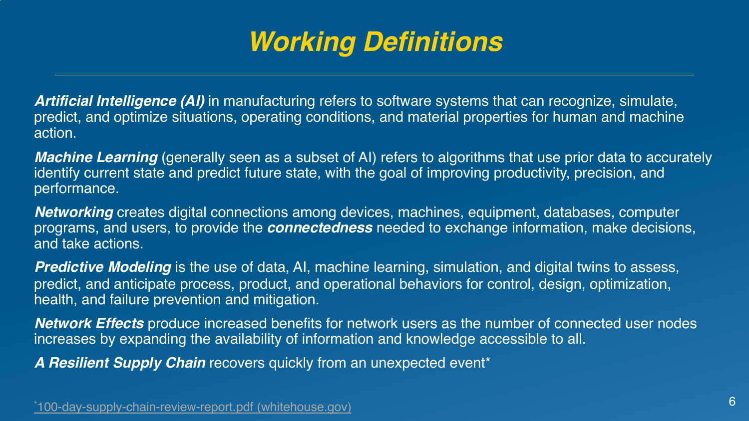# *Working Definitions*

***Artificial Intelligence (AI)*** in manufacturing refers to software systems that can recognize, simulate, predict, and optimize situations, operating conditions, and material properties for human and machine action.

***Machine Learning*** (generally seen as a subset of AI) refers to algorithms that use prior data to accurately identify current state and predict future state, with the goal of improving productivity, precision, and performance.

***Networking*** creates digital connections among devices, machines, equipment, databases, computer programs, and users, to provide the ***connectedness*** needed to exchange information, make decisions, and take actions.

***Predictive Modeling*** is the use of data, AI, machine learning, simulation, and digital twins to assess, predict, and anticipate process, product, and operational behaviors for control, design, optimization, health, and failure prevention and mitigation.

***Network Effects*** produce increased benefits for network users as the number of connected user nodes increases by expanding the availability of information and knowledge accessible to all.

***A Resilient Supply Chain*** recovers quickly from an unexpected event*

*100-day-supply-chain-review-report.pdf (whitehouse.gov)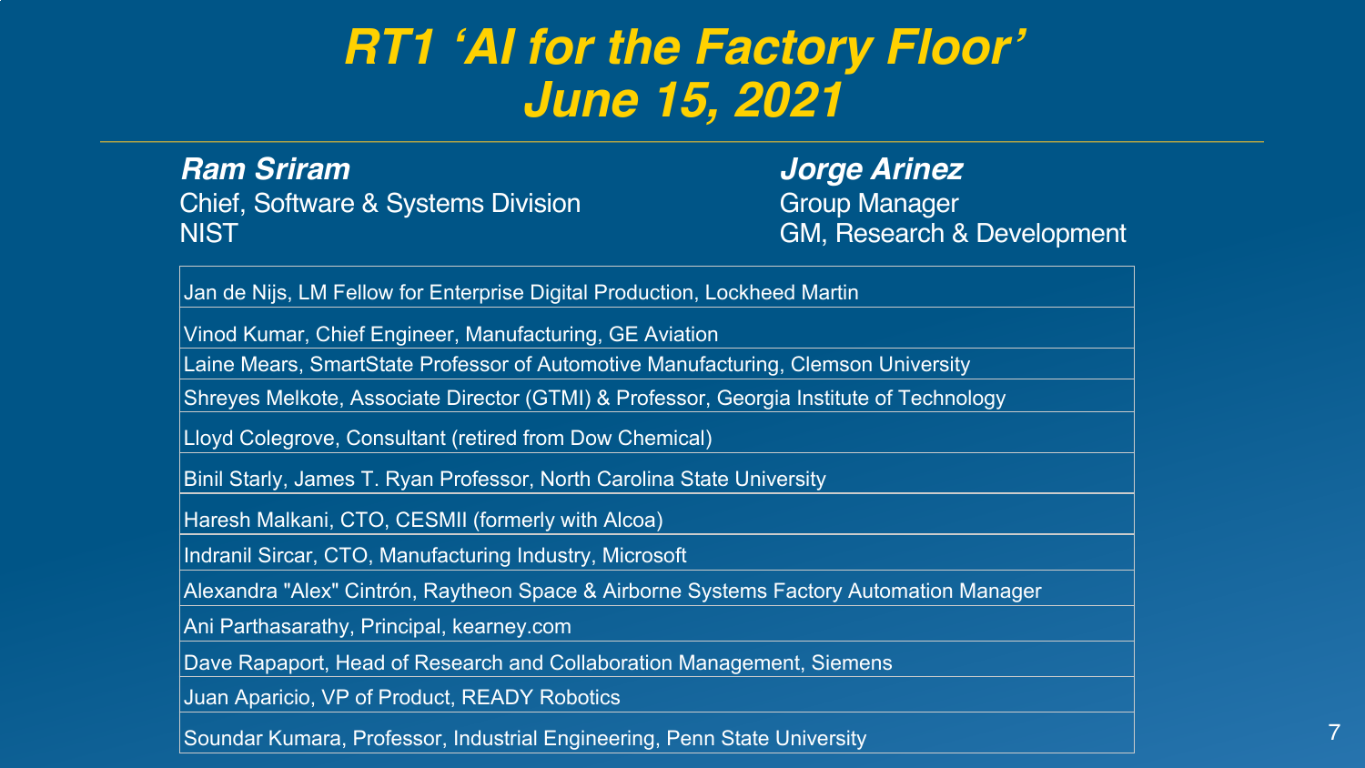# *RT1 'AI for the Factory Floor'*
# *June 15, 2021*

***Ram Sriram***
Chief, Software & Systems Division
NIST

***Jorge Arinez***
Group Manager
GM, Research & Development

|  |
|---|
| Jan de Nijs, LM Fellow for Enterprise Digital Production, Lockheed Martin |
| Vinod Kumar, Chief Engineer, Manufacturing, GE Aviation |
| Laine Mears, SmartState Professor of Automotive Manufacturing, Clemson University |
| Shreyes Melkote, Associate Director (GTMI) & Professor, Georgia Institute of Technology |
| Lloyd Colegrove, Consultant (retired from Dow Chemical) |
| Binil Starly, James T. Ryan Professor, North Carolina State University |
| Haresh Malkani, CTO, CESMII (formerly with Alcoa) |
| Indranil Sircar, CTO, Manufacturing Industry, Microsoft |
| Alexandra "Alex" Cintrón, Raytheon Space & Airborne Systems Factory Automation Manager |
| Ani Parthasarathy, Principal, kearney.com |
| Dave Rapaport, Head of Research and Collaboration Management, Siemens |
| Juan Aparicio, VP of Product, READY Robotics |
| Soundar Kumara, Professor, Industrial Engineering, Penn State University |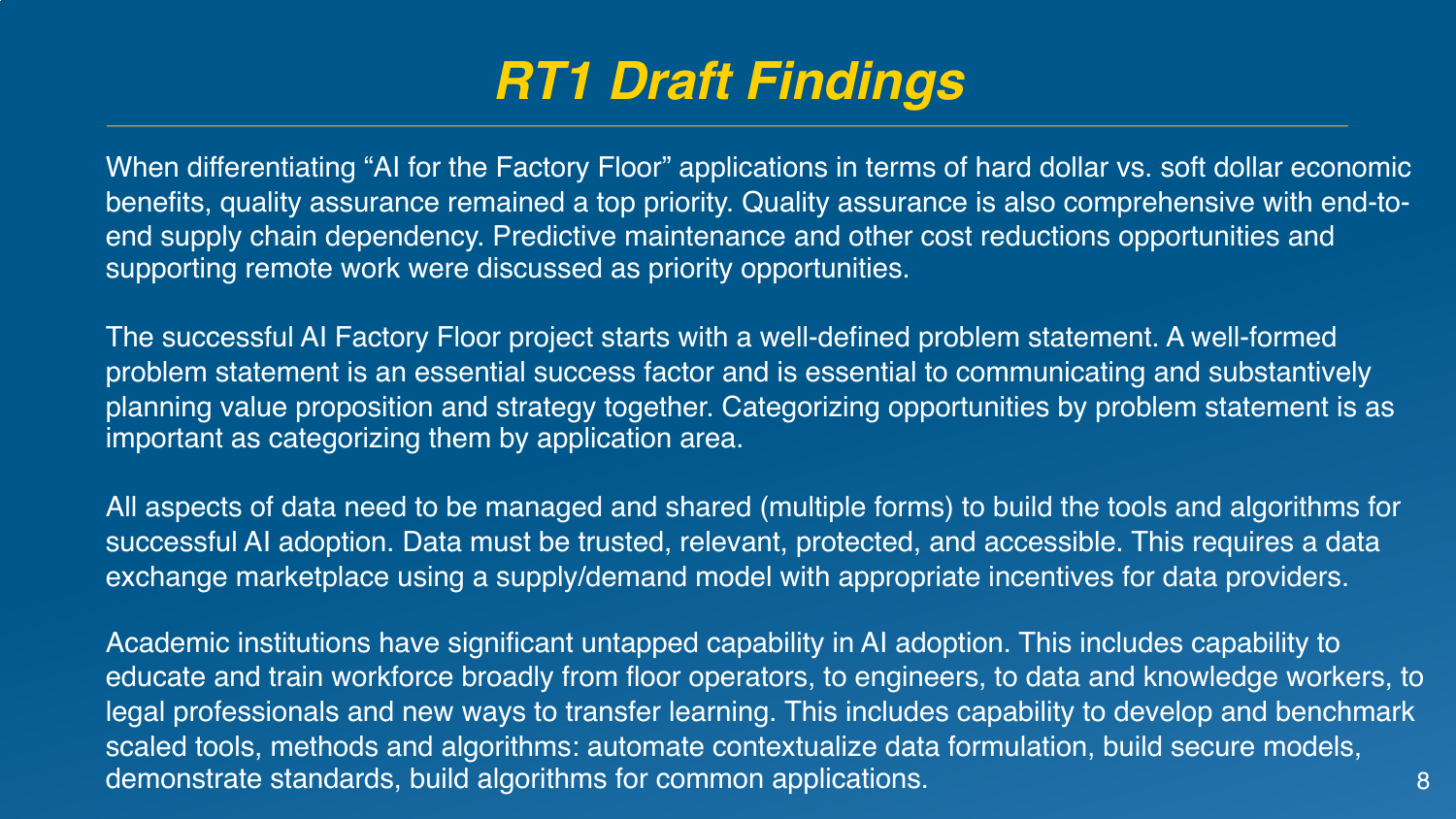# RT1 Draft Findings

When differentiating "AI for the Factory Floor" applications in terms of hard dollar vs. soft dollar economic benefits, quality assurance remained a top priority. Quality assurance is also comprehensive with end-to-end supply chain dependency. Predictive maintenance and other cost reductions opportunities and supporting remote work were discussed as priority opportunities.

The successful AI Factory Floor project starts with a well-defined problem statement. A well-formed problem statement is an essential success factor and is essential to communicating and substantively planning value proposition and strategy together. Categorizing opportunities by problem statement is as important as categorizing them by application area.

All aspects of data need to be managed and shared (multiple forms) to build the tools and algorithms for successful AI adoption. Data must be trusted, relevant, protected, and accessible. This requires a data exchange marketplace using a supply/demand model with appropriate incentives for data providers.

Academic institutions have significant untapped capability in AI adoption. This includes capability to educate and train workforce broadly from floor operators, to engineers, to data and knowledge workers, to legal professionals and new ways to transfer learning. This includes capability to develop and benchmark scaled tools, methods and algorithms: automate contextualize data formulation, build secure models, demonstrate standards, build algorithms for common applications.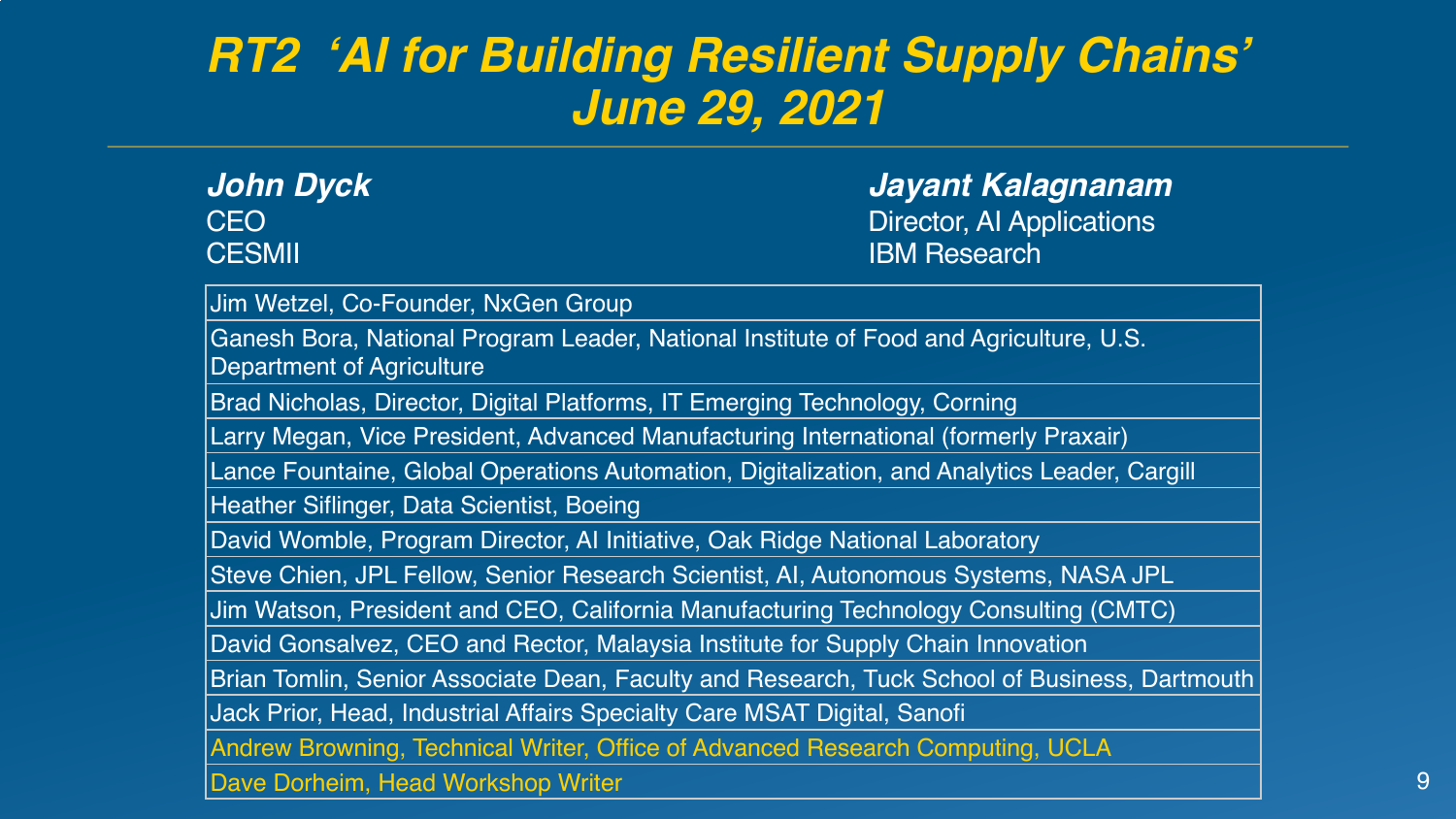# RT2 'AI for Building Resilient Supply Chains'
# June 29, 2021

***John Dyck***
CEO
CESMII

***Jayant Kalagnanam***
Director, AI Applications
IBM Research

| |
|---|
| Jim Wetzel, Co-Founder, NxGen Group |
| Ganesh Bora, National Program Leader, National Institute of Food and Agriculture, U.S. Department of Agriculture |
| Brad Nicholas, Director, Digital Platforms, IT Emerging Technology, Corning |
| Larry Megan, Vice President, Advanced Manufacturing International (formerly Praxair) |
| Lance Fountaine, Global Operations Automation, Digitalization, and Analytics Leader, Cargill |
| Heather Siflinger, Data Scientist, Boeing |
| David Womble, Program Director, AI Initiative, Oak Ridge National Laboratory |
| Steve Chien, JPL Fellow, Senior Research Scientist, AI, Autonomous Systems, NASA JPL |
| Jim Watson, President and CEO, California Manufacturing Technology Consulting (CMTC) |
| David Gonsalvez, CEO and Rector, Malaysia Institute for Supply Chain Innovation |
| Brian Tomlin, Senior Associate Dean, Faculty and Research, Tuck School of Business, Dartmouth |
| Jack Prior, Head, Industrial Affairs Specialty Care MSAT Digital, Sanofi |
| Andrew Browning, Technical Writer, Office of Advanced Research Computing, UCLA |
| Dave Dorheim, Head Workshop Writer |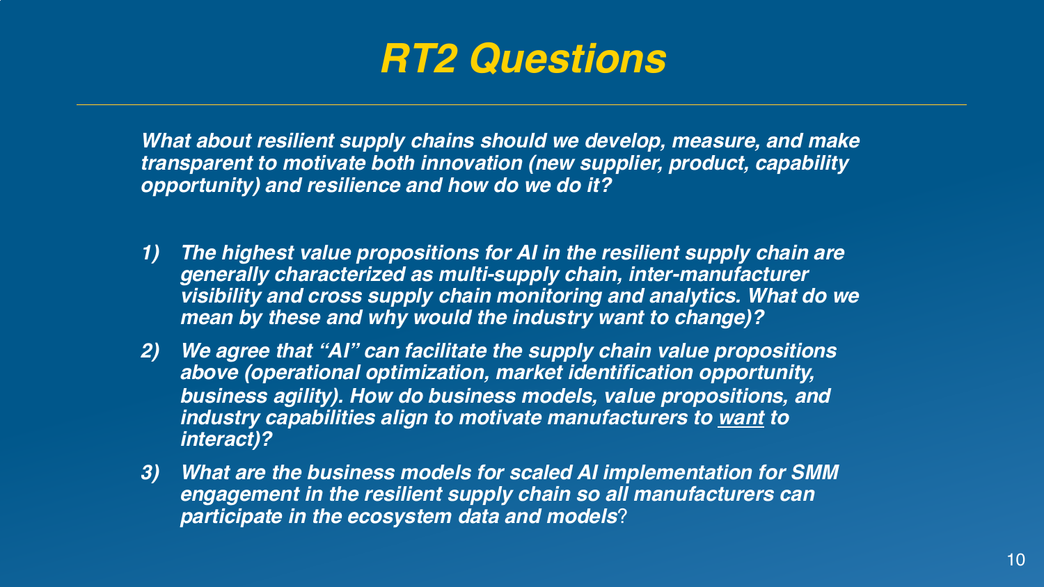# *RT2 Questions*

***What about resilient supply chains should we develop, measure, and make transparent to motivate both innovation (new supplier, product, capability opportunity) and resilience and how do we do it?***

1) ***The highest value propositions for AI in the resilient supply chain are generally characterized as multi-supply chain, inter-manufacturer visibility and cross supply chain monitoring and analytics. What do we mean by these and why would the industry want to change)?***
2) ***We agree that "AI" can facilitate the supply chain value propositions above (operational optimization, market identification opportunity, business agility). How do business models, value propositions, and industry capabilities align to motivate manufacturers to <u>want</u> to interact)?***
3) ***What are the business models for scaled AI implementation for SMM engagement in the resilient supply chain so all manufacturers can participate in the ecosystem data and models***?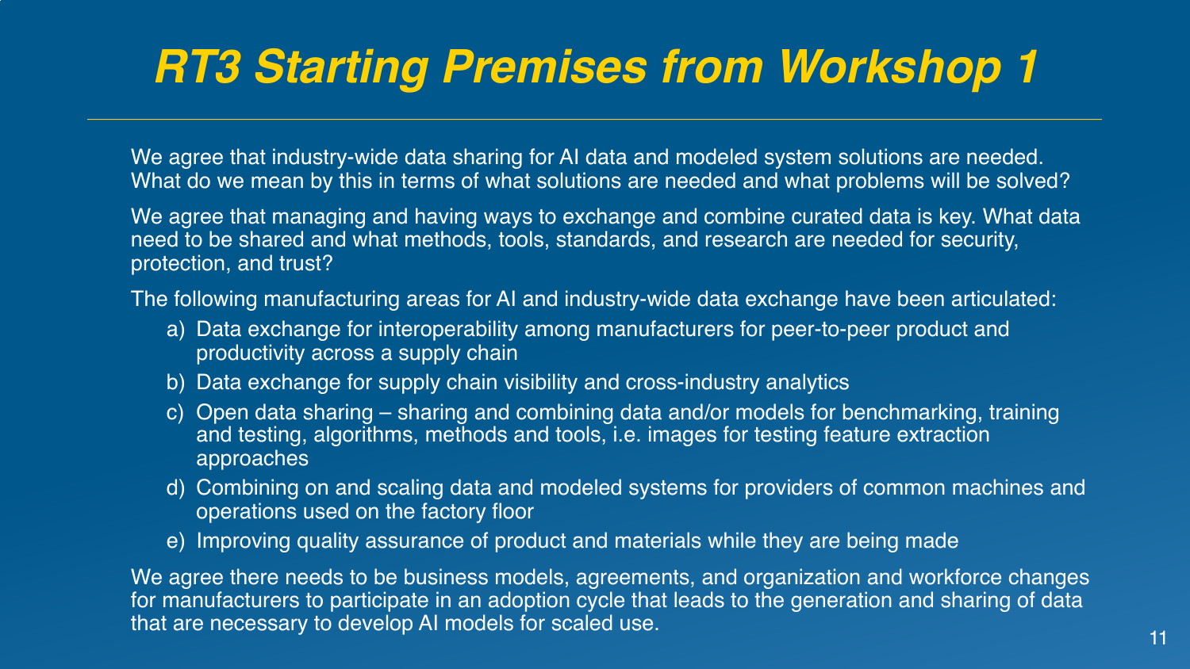# *RT3 Starting Premises from Workshop 1*

We agree that industry-wide data sharing for AI data and modeled system solutions are needed. What do we mean by this in terms of what solutions are needed and what problems will be solved?

We agree that managing and having ways to exchange and combine curated data is key. What data need to be shared and what methods, tools, standards, and research are needed for security, protection, and trust?

The following manufacturing areas for AI and industry-wide data exchange have been articulated:

a) Data exchange for interoperability among manufacturers for peer-to-peer product and productivity across a supply chain
b) Data exchange for supply chain visibility and cross-industry analytics
c) Open data sharing – sharing and combining data and/or models for benchmarking, training and testing, algorithms, methods and tools, i.e. images for testing feature extraction approaches
d) Combining on and scaling data and modeled systems for providers of common machines and operations used on the factory floor
e) Improving quality assurance of product and materials while they are being made

We agree there needs to be business models, agreements, and organization and workforce changes for manufacturers to participate in an adoption cycle that leads to the generation and sharing of data that are necessary to develop AI models for scaled use.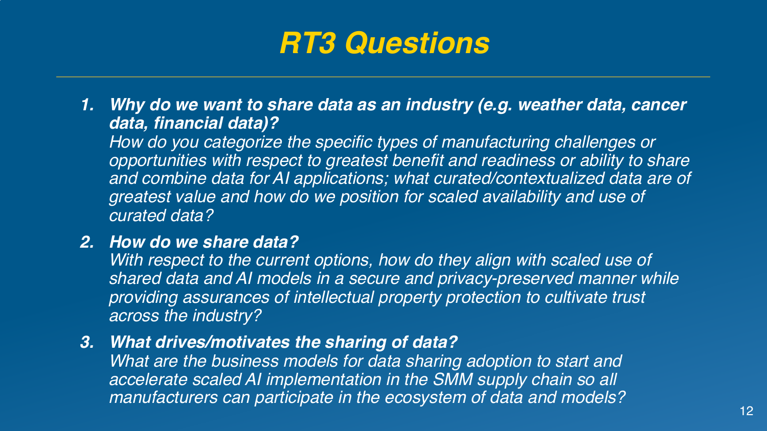# *RT3 Questions*

1. ***Why do we want to share data as an industry (e.g. weather data, cancer data, financial data)?***
   *How do you categorize the specific types of manufacturing challenges or opportunities with respect to greatest benefit and readiness or ability to share and combine data for AI applications; what curated/contextualized data are of greatest value and how do we position for scaled availability and use of curated data?*

2. ***How do we share data?***
   *With respect to the current options, how do they align with scaled use of shared data and AI models in a secure and privacy-preserved manner while providing assurances of intellectual property protection to cultivate trust across the industry?*

3. ***What drives/motivates the sharing of data?***
   *What are the business models for data sharing adoption to start and accelerate scaled AI implementation in the SMM supply chain so all manufacturers can participate in the ecosystem of data and models?*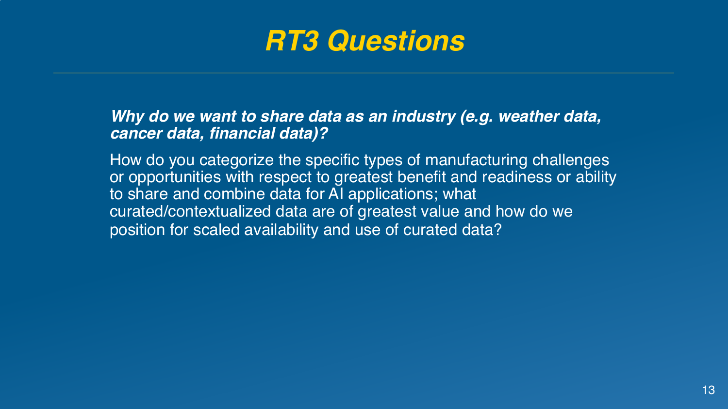# *RT3 Questions*

***Why do we want to share data as an industry (e.g. weather data, cancer data, financial data)?***

How do you categorize the specific types of manufacturing challenges or opportunities with respect to greatest benefit and readiness or ability to share and combine data for AI applications; what curated/contextualized data are of greatest value and how do we position for scaled availability and use of curated data?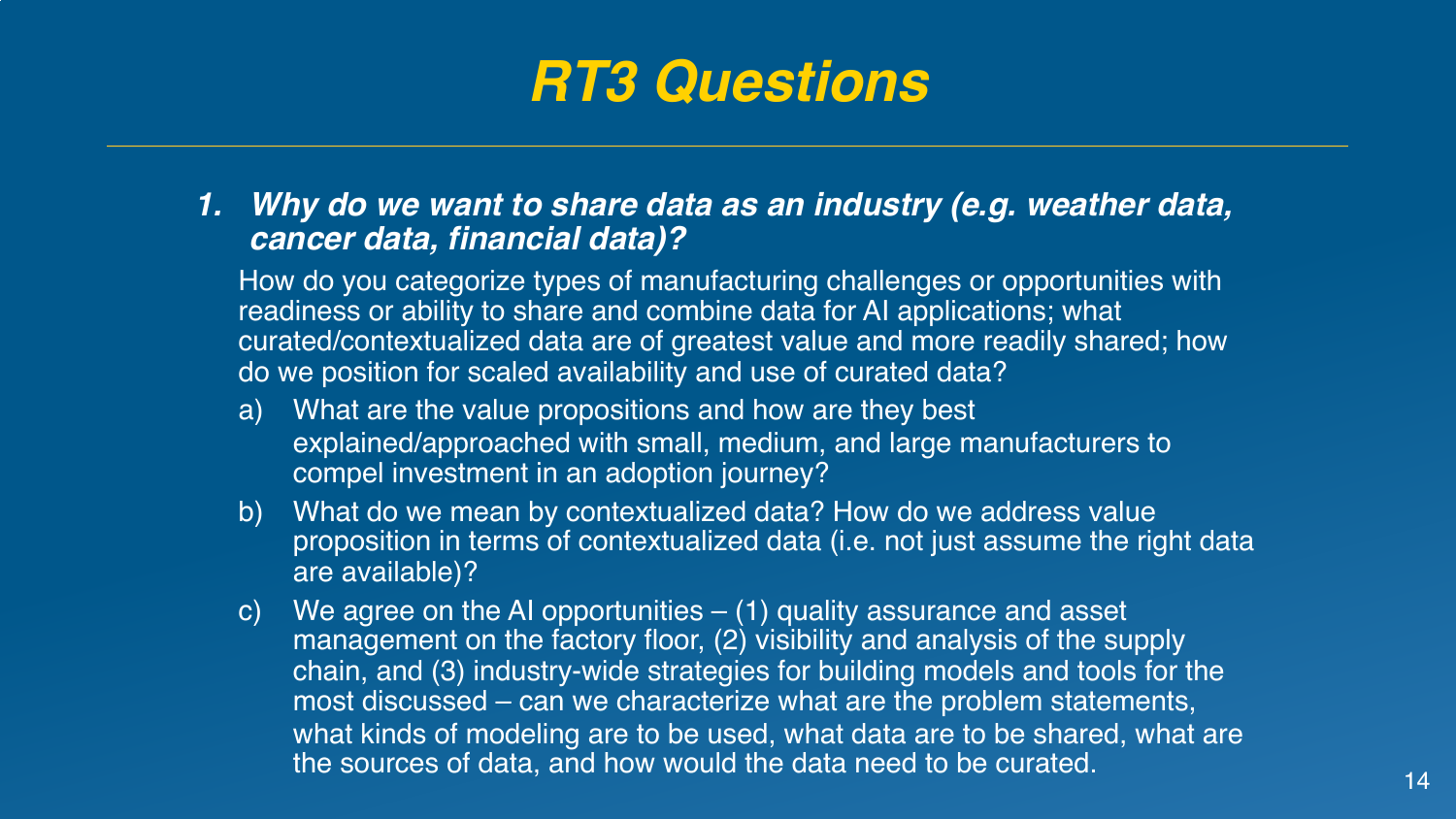# RT3 Questions

1. ***Why do we want to share data as an industry (e.g. weather data, cancer data, financial data)?***

   How do you categorize types of manufacturing challenges or opportunities with readiness or ability to share and combine data for AI applications; what curated/contextualized data are of greatest value and more readily shared; how do we position for scaled availability and use of curated data?

   a) What are the value propositions and how are they best explained/approached with small, medium, and large manufacturers to compel investment in an adoption journey?

   b) What do we mean by contextualized data? How do we address value proposition in terms of contextualized data (i.e. not just assume the right data are available)?

   c) We agree on the AI opportunities – (1) quality assurance and asset management on the factory floor, (2) visibility and analysis of the supply chain, and (3) industry-wide strategies for building models and tools for the most discussed – can we characterize what are the problem statements, what kinds of modeling are to be used, what data are to be shared, what are the sources of data, and how would the data need to be curated.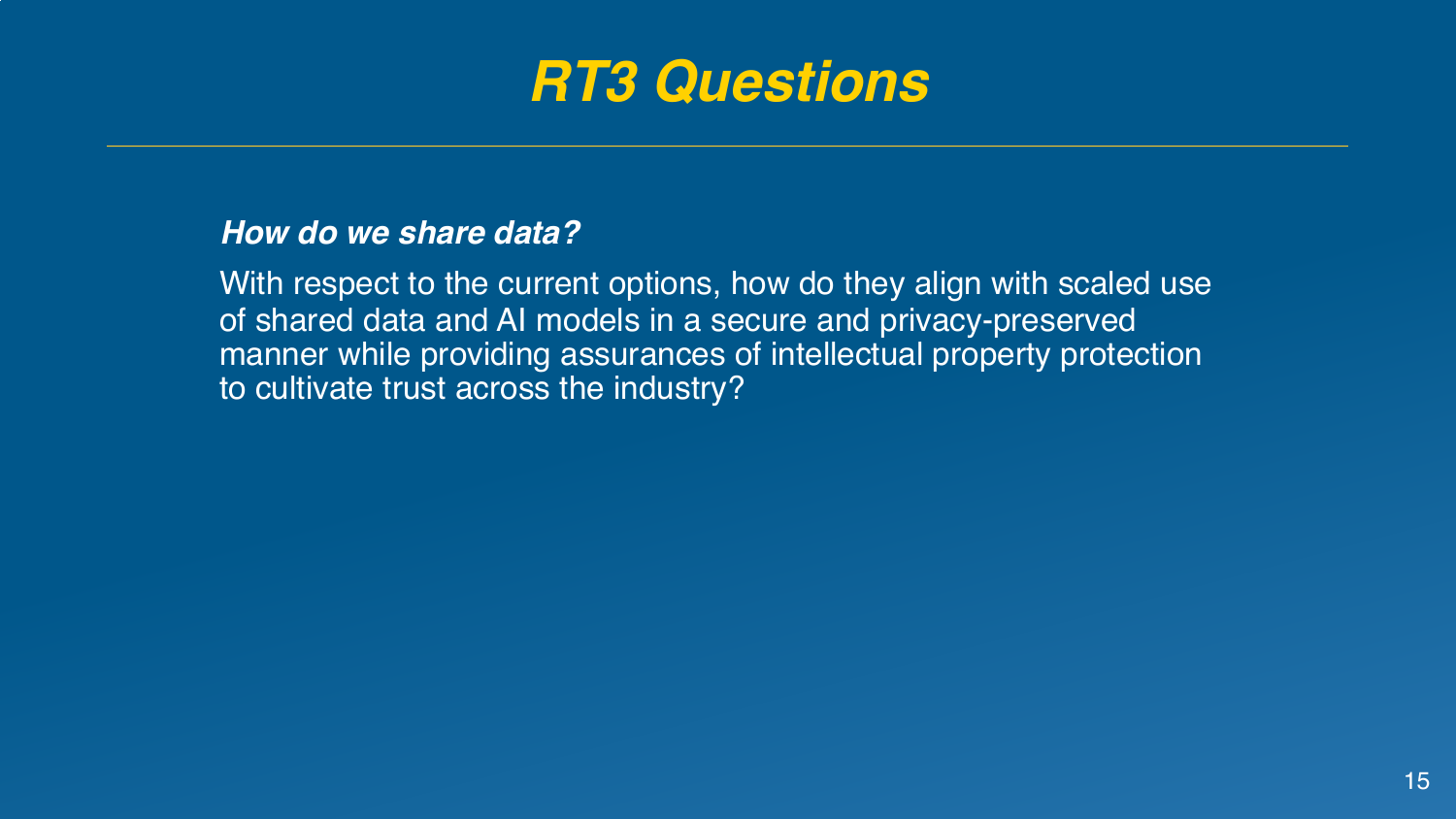# *RT3 Questions*

***How do we share data?***

With respect to the current options, how do they align with scaled use of shared data and AI models in a secure and privacy-preserved manner while providing assurances of intellectual property protection to cultivate trust across the industry?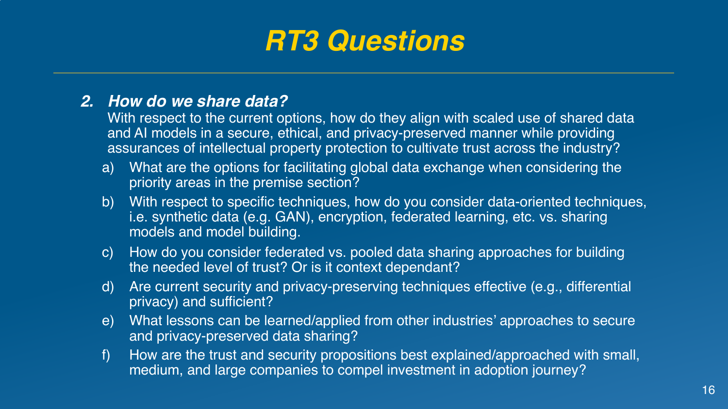# *RT3 Questions*

2. ***How do we share data?***

   With respect to the current options, how do they align with scaled use of shared data and AI models in a secure, ethical, and privacy-preserved manner while providing assurances of intellectual property protection to cultivate trust across the industry?

   a) What are the options for facilitating global data exchange when considering the priority areas in the premise section?

   b) With respect to specific techniques, how do you consider data-oriented techniques, i.e. synthetic data (e.g. GAN), encryption, federated learning, etc. vs. sharing models and model building.

   c) How do you consider federated vs. pooled data sharing approaches for building the needed level of trust? Or is it context dependant?

   d) Are current security and privacy-preserving techniques effective (e.g., differential privacy) and sufficient?

   e) What lessons can be learned/applied from other industries' approaches to secure and privacy-preserved data sharing?

   f) How are the trust and security propositions best explained/approached with small, medium, and large companies to compel investment in adoption journey?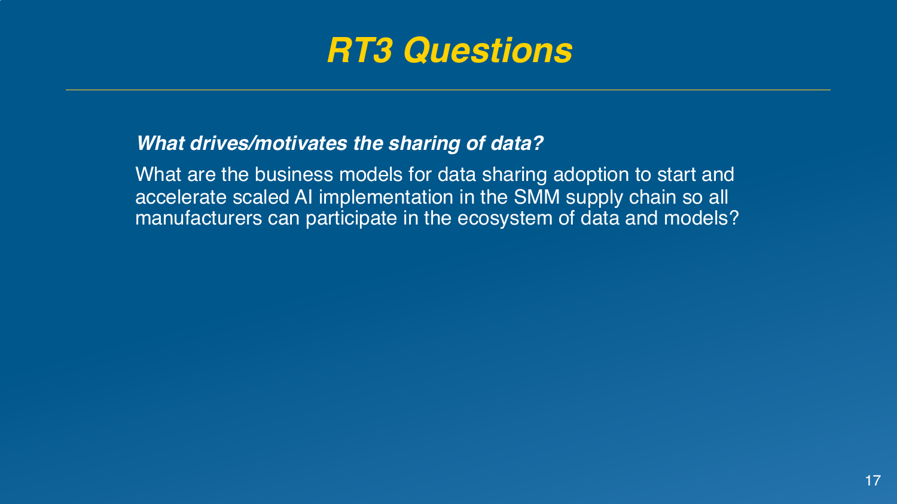# *RT3 Questions*

***What drives/motivates the sharing of data?***

What are the business models for data sharing adoption to start and accelerate scaled AI implementation in the SMM supply chain so all manufacturers can participate in the ecosystem of data and models?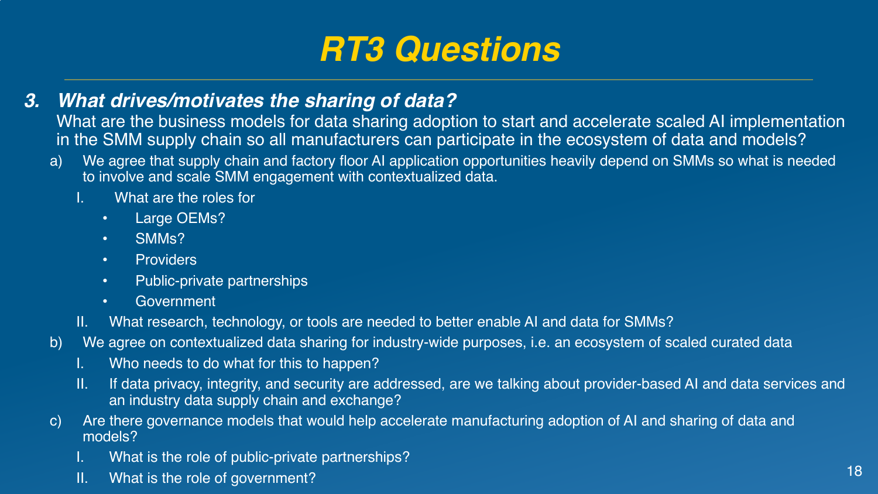# RT3 Questions

### 3. *What drives/motivates the sharing of data?*

What are the business models for data sharing adoption to start and accelerate scaled AI implementation in the SMM supply chain so all manufacturers can participate in the ecosystem of data and models?

a) We agree that supply chain and factory floor AI application opportunities heavily depend on SMMs so what is needed to involve and scale SMM engagement with contextualized data.

   I. What are the roles for

   - Large OEMs?
   - SMMs?
   - Providers
   - Public-private partnerships
   - Government

   II. What research, technology, or tools are needed to better enable AI and data for SMMs?

b) We agree on contextualized data sharing for industry-wide purposes, i.e. an ecosystem of scaled curated data

   I. Who needs to do what for this to happen?

   II. If data privacy, integrity, and security are addressed, are we talking about provider-based AI and data services and an industry data supply chain and exchange?

c) Are there governance models that would help accelerate manufacturing adoption of AI and sharing of data and models?

   I. What is the role of public-private partnerships?

   II. What is the role of government?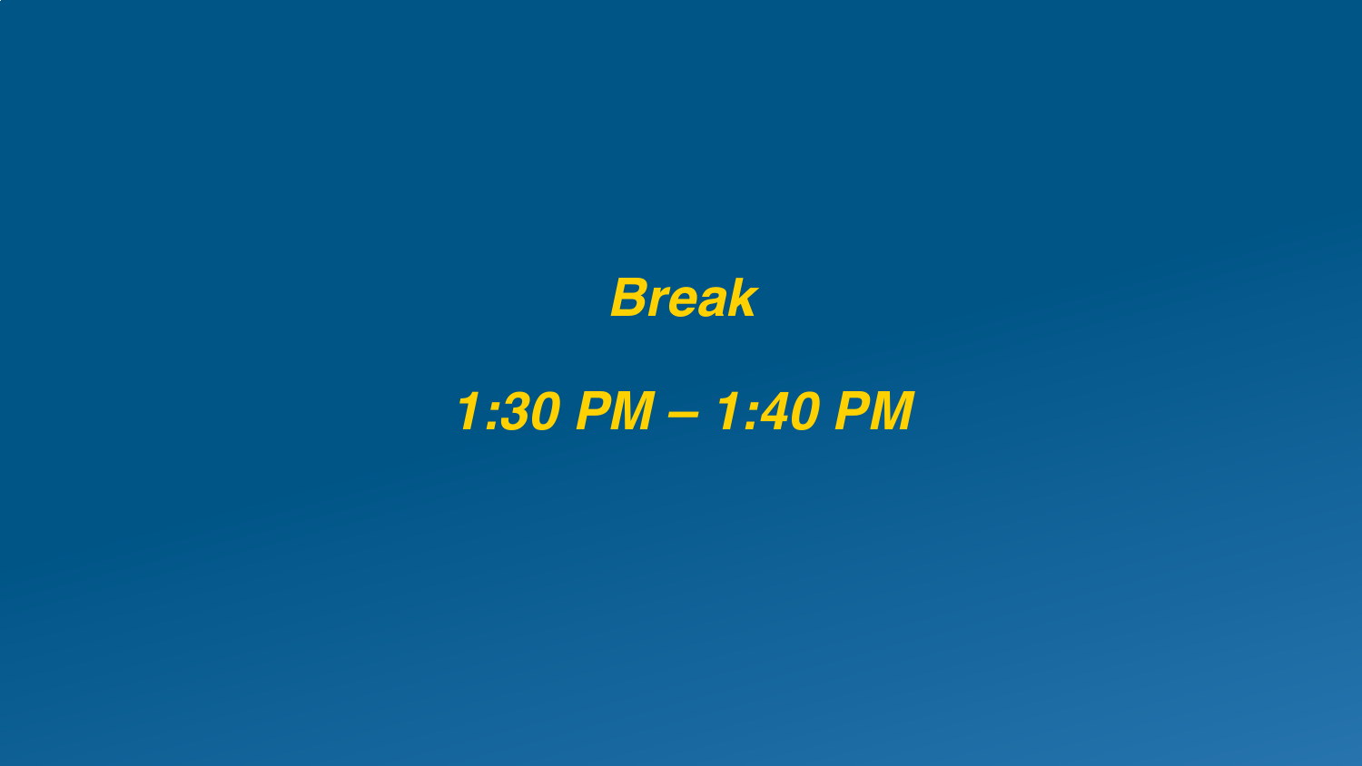***Break***

***1:30 PM – 1:40 PM***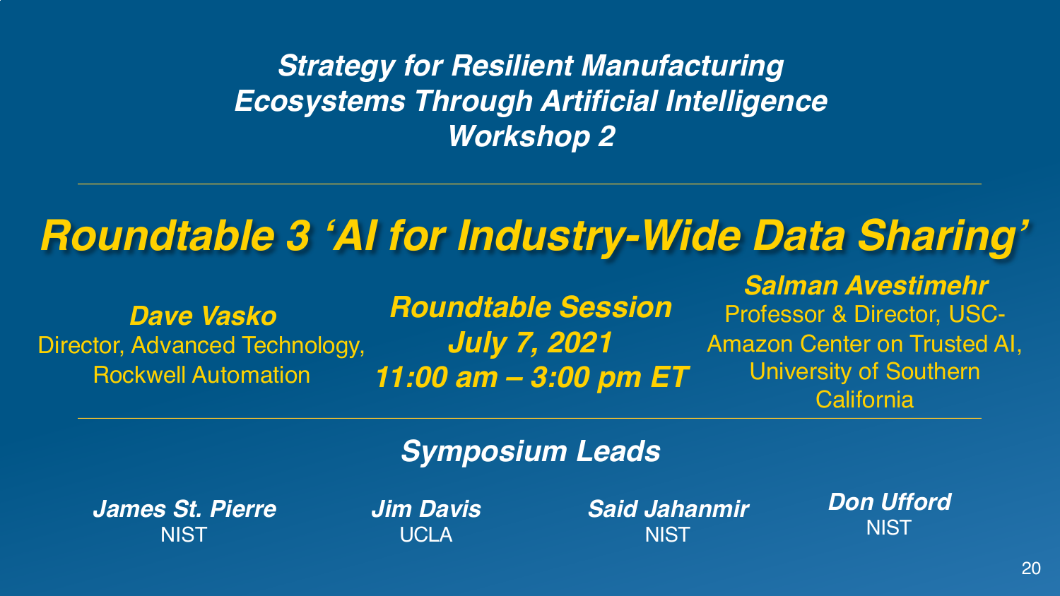***Strategy for Resilient Manufacturing Ecosystems Through Artificial Intelligence Workshop 2***

# *Roundtable 3 'AI for Industry-Wide Data Sharing'*

***Dave Vasko***
Director, Advanced Technology, Rockwell Automation

***Roundtable Session***
***July 7, 2021***
***11:00 am – 3:00 pm ET***

***Salman Avestimehr***
Professor & Director, USC-Amazon Center on Trusted AI, University of Southern California

## *Symposium Leads*

***James St. Pierre***
NIST

***Jim Davis***
UCLA

***Said Jahanmir***
NIST

***Don Ufford***
NIST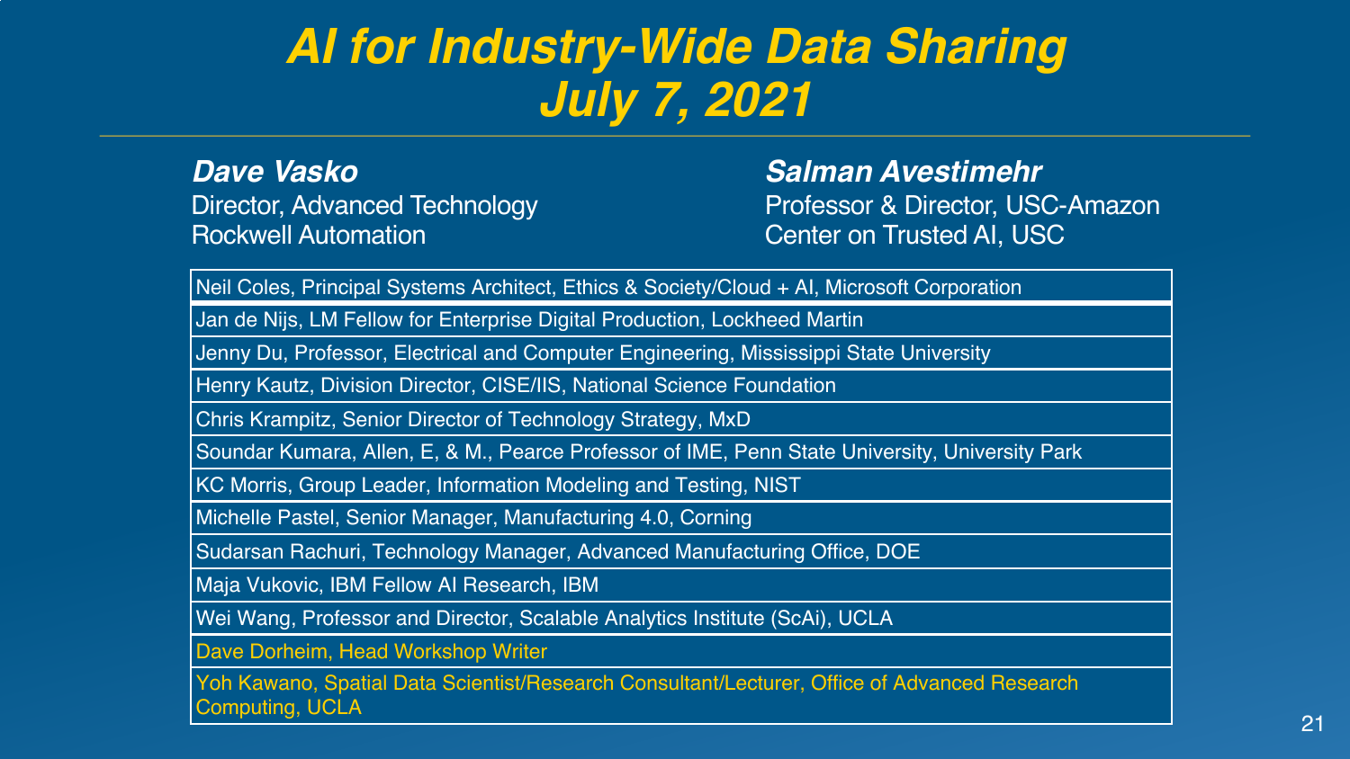# *AI for Industry-Wide Data Sharing*
# *July 7, 2021*

***Dave Vasko***
Director, Advanced Technology
Rockwell Automation

***Salman Avestimehr***
Professor & Director, USC-Amazon
Center on Trusted AI, USC

| |
|---|
| Neil Coles, Principal Systems Architect, Ethics & Society/Cloud + AI, Microsoft Corporation |
| Jan de Nijs, LM Fellow for Enterprise Digital Production, Lockheed Martin |
| Jenny Du, Professor, Electrical and Computer Engineering, Mississippi State University |
| Henry Kautz, Division Director, CISE/IIS, National Science Foundation |
| Chris Krampitz, Senior Director of Technology Strategy, MxD |
| Soundar Kumara, Allen, E, & M., Pearce Professor of IME, Penn State University, University Park |
| KC Morris, Group Leader, Information Modeling and Testing, NIST |
| Michelle Pastel, Senior Manager, Manufacturing 4.0, Corning |
| Sudarsan Rachuri, Technology Manager, Advanced Manufacturing Office, DOE |
| Maja Vukovic, IBM Fellow AI Research, IBM |
| Wei Wang, Professor and Director, Scalable Analytics Institute (ScAi), UCLA |
| Dave Dorheim, Head Workshop Writer |
| Yoh Kawano, Spatial Data Scientist/Research Consultant/Lecturer, Office of Advanced Research Computing, UCLA |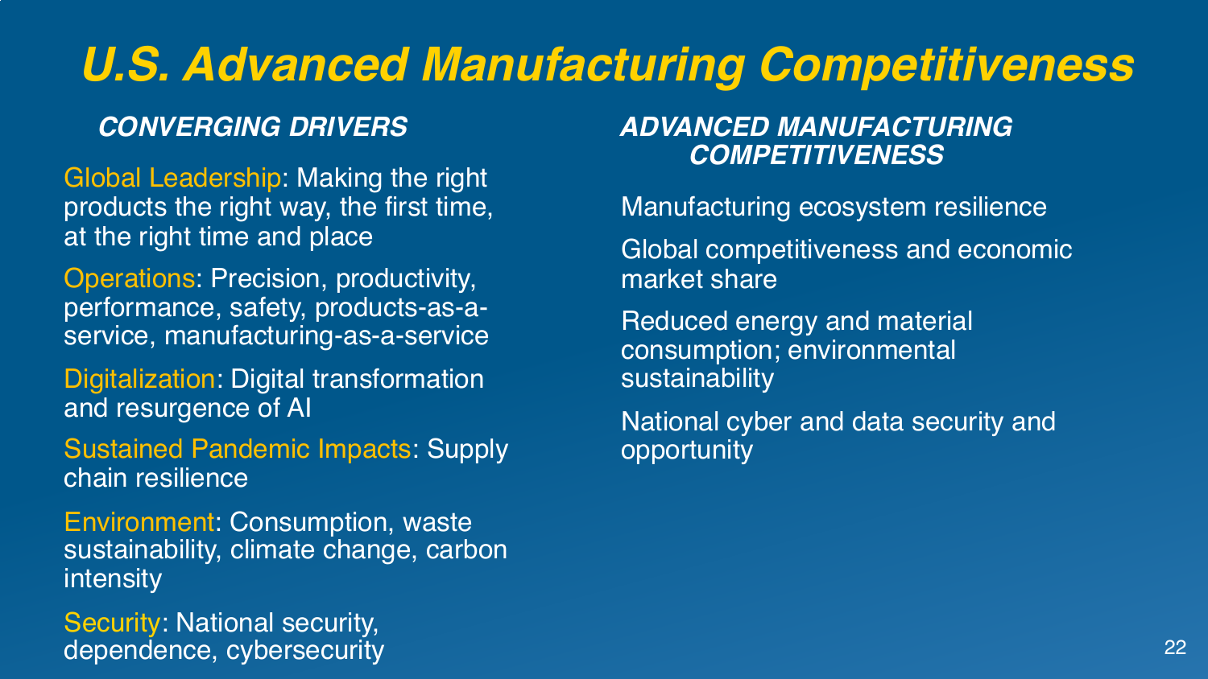# U.S. Advanced Manufacturing Competitiveness

### *CONVERGING DRIVERS*

Global Leadership: Making the right products the right way, the first time, at the right time and place

Operations: Precision, productivity, performance, safety, products-as-a-service, manufacturing-as-a-service

Digitalization: Digital transformation and resurgence of AI

Sustained Pandemic Impacts: Supply chain resilience

Environment: Consumption, waste sustainability, climate change, carbon intensity

Security: National security, dependence, cybersecurity

### *ADVANCED MANUFACTURING COMPETITIVENESS*

Manufacturing ecosystem resilience

Global competitiveness and economic market share

Reduced energy and material consumption; environmental sustainability

National cyber and data security and opportunity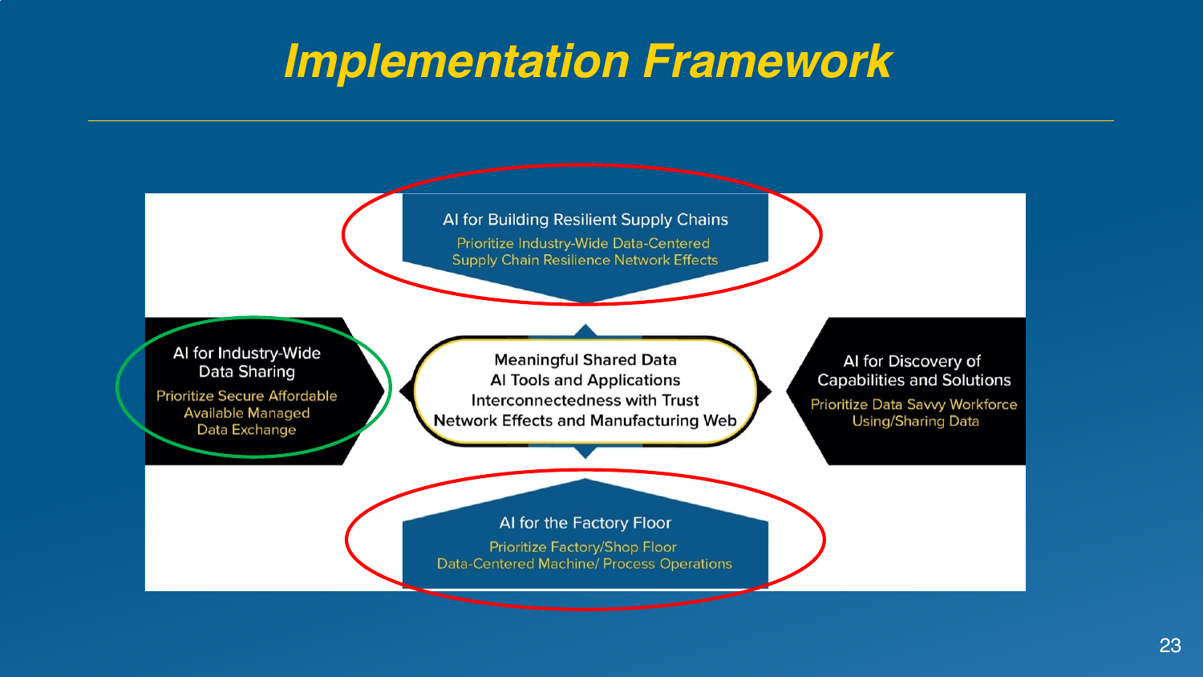# Implementation Framework

**AI for Building Resilient Supply Chains**
Prioritize Industry-Wide Data-Centered Supply Chain Resilience Network Effects

**AI for Industry-Wide Data Sharing**
Prioritize Secure Affordable Available Managed Data Exchange

**Meaningful Shared Data**
**AI Tools and Applications**
**Interconnectedness with Trust**
**Network Effects and Manufacturing Web**

**AI for Discovery of Capabilities and Solutions**
Prioritize Data Savvy Workforce Using/Sharing Data

**AI for the Factory Floor**
Prioritize Factory/Shop Floor Data-Centered Machine/ Process Operations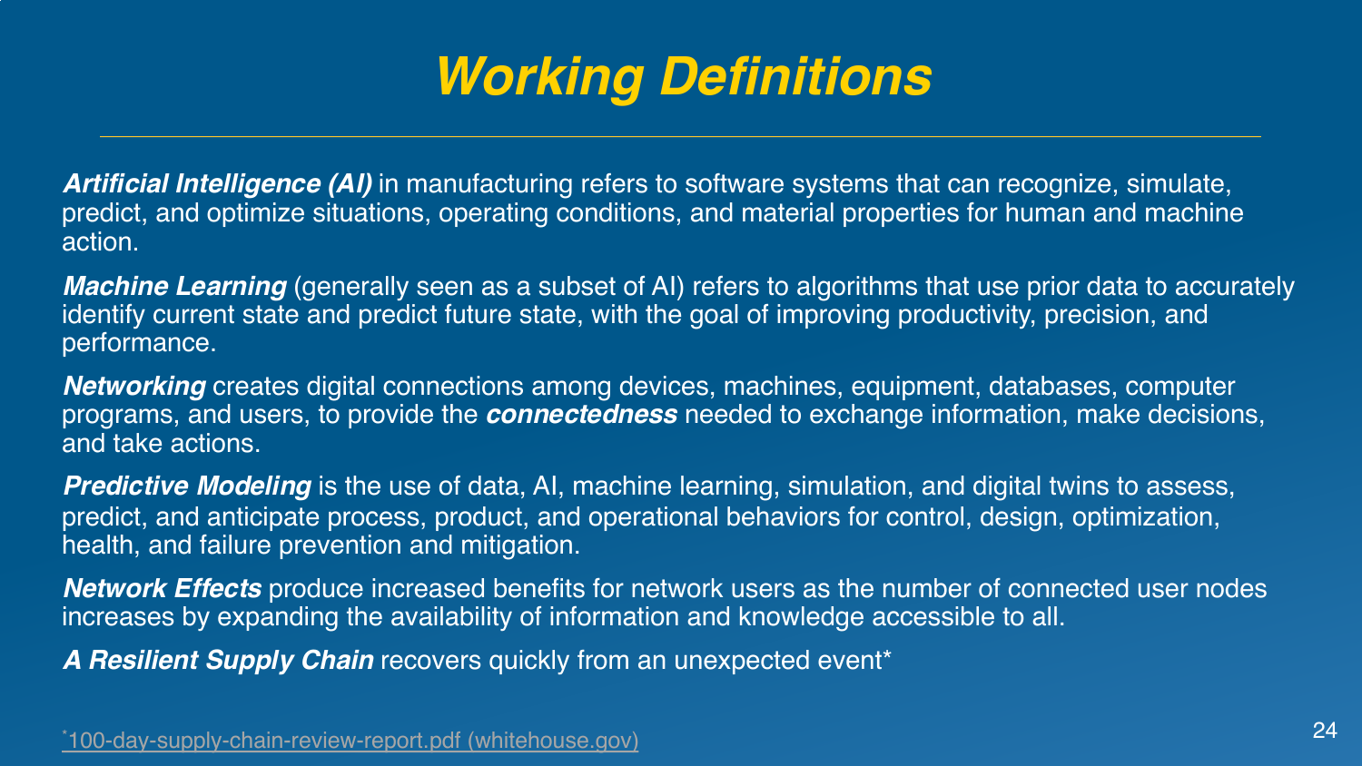# Working Definitions

***Artificial Intelligence (AI)*** in manufacturing refers to software systems that can recognize, simulate, predict, and optimize situations, operating conditions, and material properties for human and machine action.

***Machine Learning*** (generally seen as a subset of AI) refers to algorithms that use prior data to accurately identify current state and predict future state, with the goal of improving productivity, precision, and performance.

***Networking*** creates digital connections among devices, machines, equipment, databases, computer programs, and users, to provide the ***connectedness*** needed to exchange information, make decisions, and take actions.

***Predictive Modeling*** is the use of data, AI, machine learning, simulation, and digital twins to assess, predict, and anticipate process, product, and operational behaviors for control, design, optimization, health, and failure prevention and mitigation.

***Network Effects*** produce increased benefits for network users as the number of connected user nodes increases by expanding the availability of information and knowledge accessible to all.

***A Resilient Supply Chain*** recovers quickly from an unexpected event*

*100-day-supply-chain-review-report.pdf (whitehouse.gov)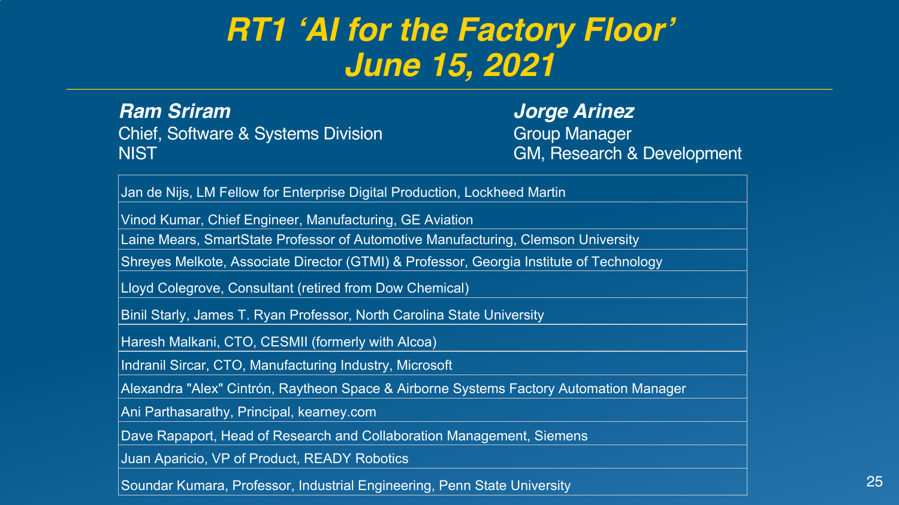# RT1 'AI for the Factory Floor'
# June 15, 2021

***Ram Sriram***
Chief, Software & Systems Division
NIST

***Jorge Arinez***
Group Manager
GM, Research & Development

| |
|---|
| Jan de Nijs, LM Fellow for Enterprise Digital Production, Lockheed Martin |
| Vinod Kumar, Chief Engineer, Manufacturing, GE Aviation |
| Laine Mears, SmartState Professor of Automotive Manufacturing, Clemson University |
| Shreyes Melkote, Associate Director (GTMI) & Professor, Georgia Institute of Technology |
| Lloyd Colegrove, Consultant (retired from Dow Chemical) |
| Binil Starly, James T. Ryan Professor, North Carolina State University |
| Haresh Malkani, CTO, CESMII (formerly with Alcoa) |
| Indranil Sircar, CTO, Manufacturing Industry, Microsoft |
| Alexandra "Alex" Cintrón, Raytheon Space & Airborne Systems Factory Automation Manager |
| Ani Parthasarathy, Principal, kearney.com |
| Dave Rapaport, Head of Research and Collaboration Management, Siemens |
| Juan Aparicio, VP of Product, READY Robotics |
| Soundar Kumara, Professor, Industrial Engineering, Penn State University |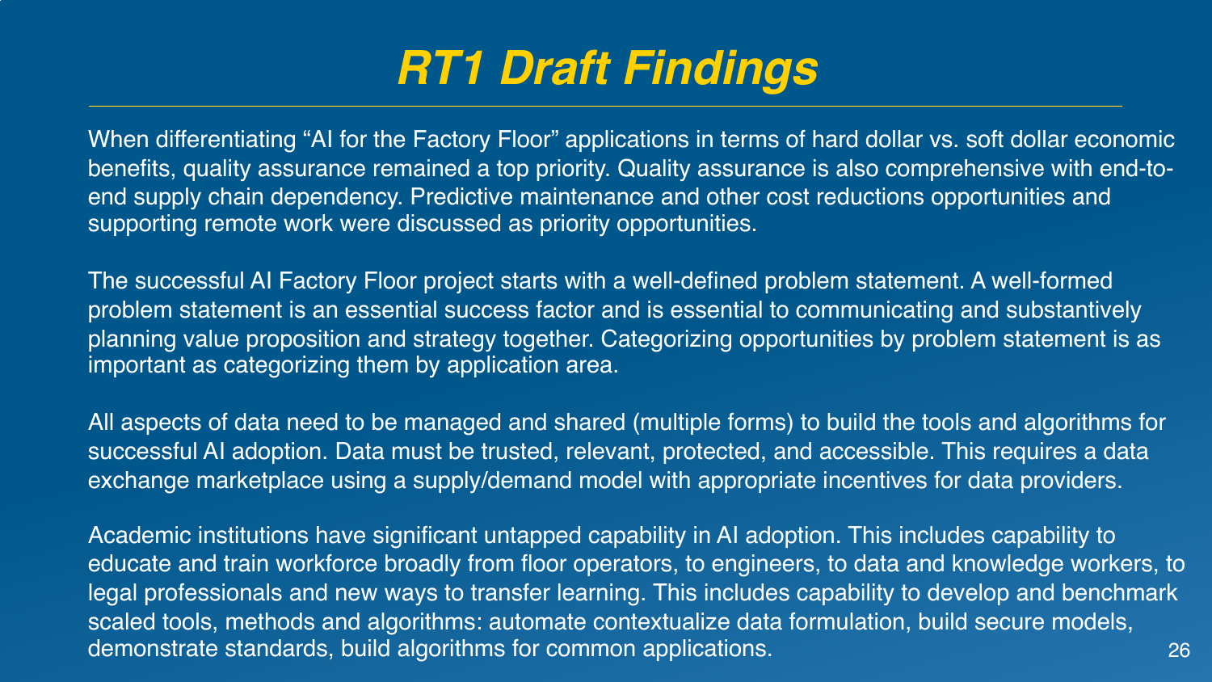# *RT1 Draft Findings*

When differentiating "AI for the Factory Floor" applications in terms of hard dollar vs. soft dollar economic benefits, quality assurance remained a top priority. Quality assurance is also comprehensive with end-to-end supply chain dependency. Predictive maintenance and other cost reductions opportunities and supporting remote work were discussed as priority opportunities.

The successful AI Factory Floor project starts with a well-defined problem statement. A well-formed problem statement is an essential success factor and is essential to communicating and substantively planning value proposition and strategy together. Categorizing opportunities by problem statement is as important as categorizing them by application area.

All aspects of data need to be managed and shared (multiple forms) to build the tools and algorithms for successful AI adoption. Data must be trusted, relevant, protected, and accessible. This requires a data exchange marketplace using a supply/demand model with appropriate incentives for data providers.

Academic institutions have significant untapped capability in AI adoption. This includes capability to educate and train workforce broadly from floor operators, to engineers, to data and knowledge workers, to legal professionals and new ways to transfer learning. This includes capability to develop and benchmark scaled tools, methods and algorithms: automate contextualize data formulation, build secure models, demonstrate standards, build algorithms for common applications.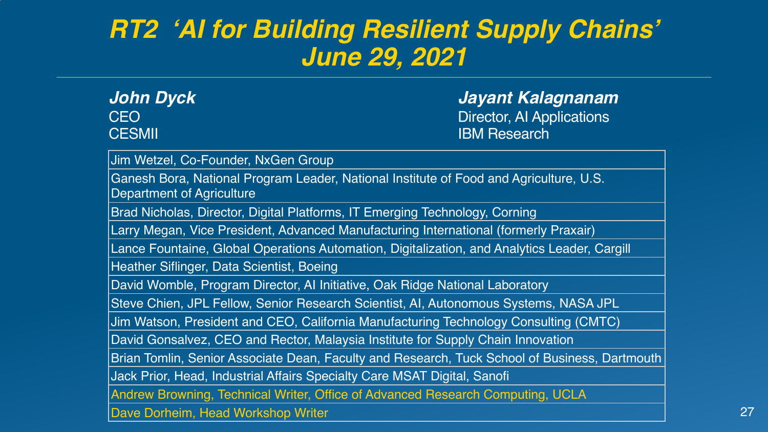# RT2 'AI for Building Resilient Supply Chains' June 29, 2021

**John Dyck**
CEO
CESMII

**Jayant Kalagnanam**
Director, AI Applications
IBM Research

| |
|---|
| Jim Wetzel, Co-Founder, NxGen Group |
| Ganesh Bora, National Program Leader, National Institute of Food and Agriculture, U.S. Department of Agriculture |
| Brad Nicholas, Director, Digital Platforms, IT Emerging Technology, Corning |
| Larry Megan, Vice President, Advanced Manufacturing International (formerly Praxair) |
| Lance Fountaine, Global Operations Automation, Digitalization, and Analytics Leader, Cargill |
| Heather Siflinger, Data Scientist, Boeing |
| David Womble, Program Director, AI Initiative, Oak Ridge National Laboratory |
| Steve Chien, JPL Fellow, Senior Research Scientist, AI, Autonomous Systems, NASA JPL |
| Jim Watson, President and CEO, California Manufacturing Technology Consulting (CMTC) |
| David Gonsalvez, CEO and Rector, Malaysia Institute for Supply Chain Innovation |
| Brian Tomlin, Senior Associate Dean, Faculty and Research, Tuck School of Business, Dartmouth |
| Jack Prior, Head, Industrial Affairs Specialty Care MSAT Digital, Sanofi |
| Andrew Browning, Technical Writer, Office of Advanced Research Computing, UCLA |
| Dave Dorheim, Head Workshop Writer |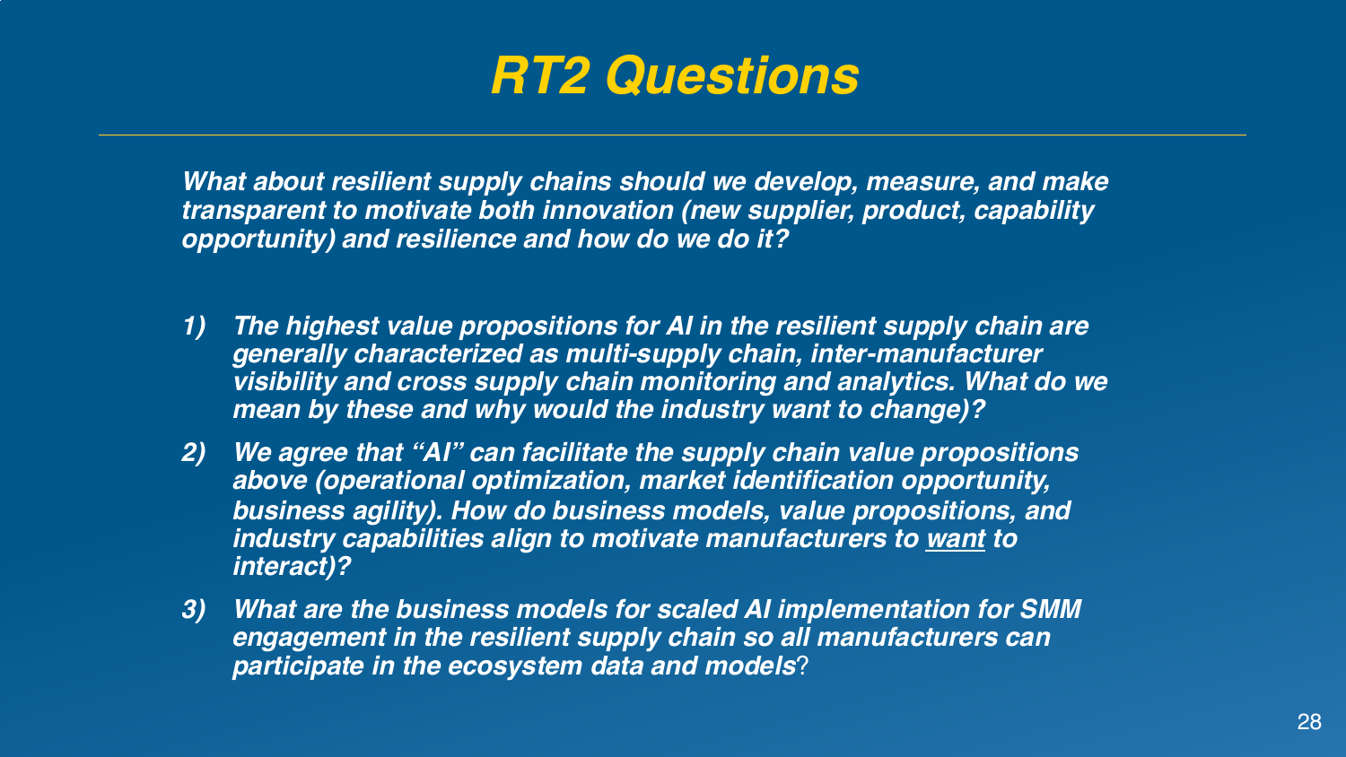# *RT2 Questions*

***What about resilient supply chains should we develop, measure, and make transparent to motivate both innovation (new supplier, product, capability opportunity) and resilience and how do we do it?***

1) ***The highest value propositions for AI in the resilient supply chain are generally characterized as multi-supply chain, inter-manufacturer visibility and cross supply chain monitoring and analytics. What do we mean by these and why would the industry want to change)?***
2) ***We agree that "AI" can facilitate the supply chain value propositions above (operational optimization, market identification opportunity, business agility). How do business models, value propositions, and industry capabilities align to motivate manufacturers to <u>want</u> to interact)?***
3) ***What are the business models for scaled AI implementation for SMM engagement in the resilient supply chain so all manufacturers can participate in the ecosystem data and models***?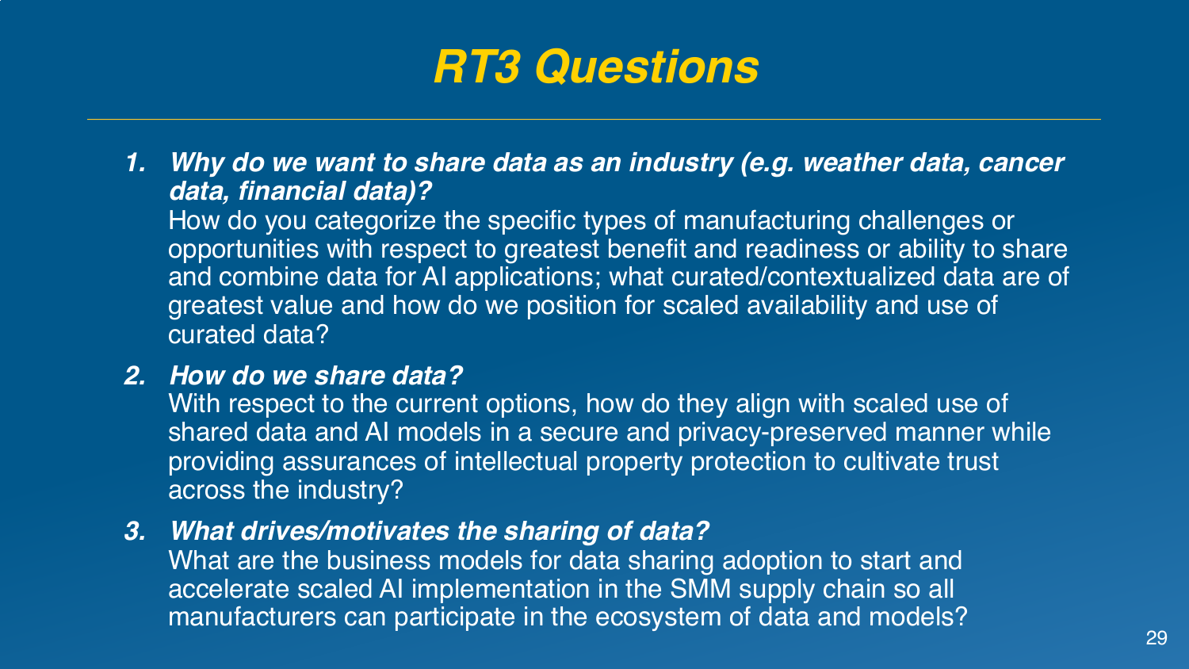# *RT3 Questions*

1. ***Why do we want to share data as an industry (e.g. weather data, cancer data, financial data)?***
   How do you categorize the specific types of manufacturing challenges or opportunities with respect to greatest benefit and readiness or ability to share and combine data for AI applications; what curated/contextualized data are of greatest value and how do we position for scaled availability and use of curated data?

2. ***How do we share data?***
   With respect to the current options, how do they align with scaled use of shared data and AI models in a secure and privacy-preserved manner while providing assurances of intellectual property protection to cultivate trust across the industry?

3. ***What drives/motivates the sharing of data?***
   What are the business models for data sharing adoption to start and accelerate scaled AI implementation in the SMM supply chain so all manufacturers can participate in the ecosystem of data and models?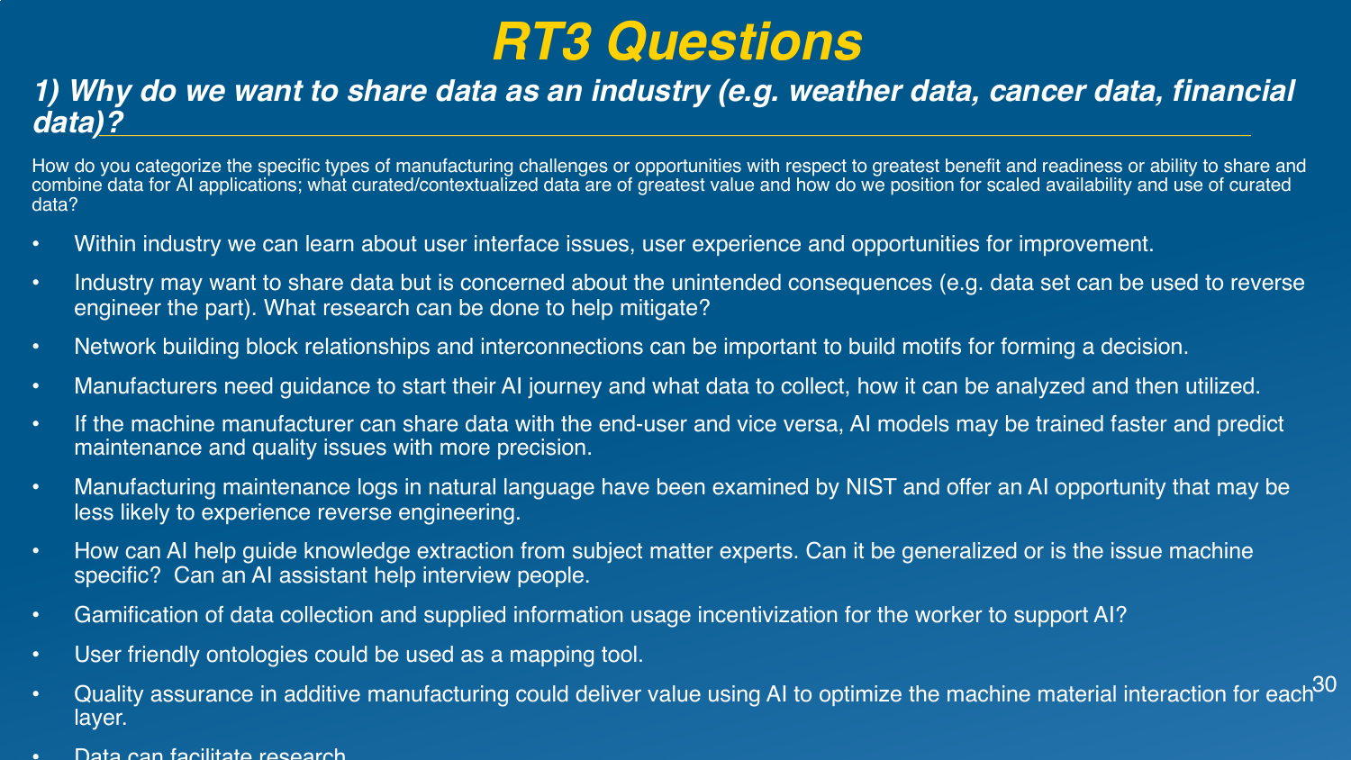# RT3 Questions

## 1) Why do we want to share data as an industry (e.g. weather data, cancer data, financial data)?

How do you categorize the specific types of manufacturing challenges or opportunities with respect to greatest benefit and readiness or ability to share and combine data for AI applications; what curated/contextualized data are of greatest value and how do we position for scaled availability and use of curated data?

- Within industry we can learn about user interface issues, user experience and opportunities for improvement.
- Industry may want to share data but is concerned about the unintended consequences (e.g. data set can be used to reverse engineer the part). What research can be done to help mitigate?
- Network building block relationships and interconnections can be important to build motifs for forming a decision.
- Manufacturers need guidance to start their AI journey and what data to collect, how it can be analyzed and then utilized.
- If the machine manufacturer can share data with the end-user and vice versa, AI models may be trained faster and predict maintenance and quality issues with more precision.
- Manufacturing maintenance logs in natural language have been examined by NIST and offer an AI opportunity that may be less likely to experience reverse engineering.
- How can AI help guide knowledge extraction from subject matter experts. Can it be generalized or is the issue machine specific? Can an AI assistant help interview people.
- Gamification of data collection and supplied information usage incentivization for the worker to support AI?
- User friendly ontologies could be used as a mapping tool.
- Quality assurance in additive manufacturing could deliver value using AI to optimize the machine material interaction for each layer.
- Data can facilitate research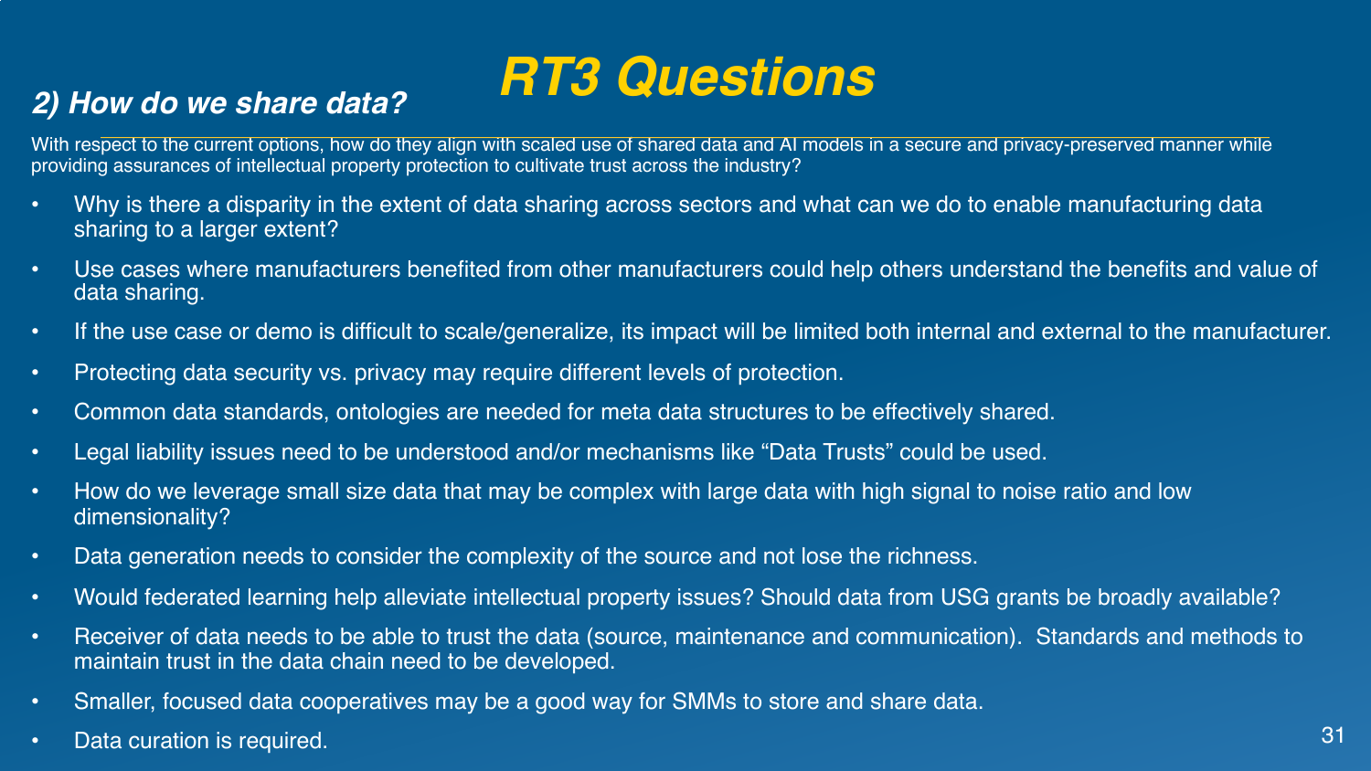# RT3 Questions

## *2) How do we share data?*

With respect to the current options, how do they align with scaled use of shared data and AI models in a secure and privacy-preserved manner while providing assurances of intellectual property protection to cultivate trust across the industry?

- Why is there a disparity in the extent of data sharing across sectors and what can we do to enable manufacturing data sharing to a larger extent?
- Use cases where manufacturers benefited from other manufacturers could help others understand the benefits and value of data sharing.
- If the use case or demo is difficult to scale/generalize, its impact will be limited both internal and external to the manufacturer.
- Protecting data security vs. privacy may require different levels of protection.
- Common data standards, ontologies are needed for meta data structures to be effectively shared.
- Legal liability issues need to be understood and/or mechanisms like "Data Trusts" could be used.
- How do we leverage small size data that may be complex with large data with high signal to noise ratio and low dimensionality?
- Data generation needs to consider the complexity of the source and not lose the richness.
- Would federated learning help alleviate intellectual property issues? Should data from USG grants be broadly available?
- Receiver of data needs to be able to trust the data (source, maintenance and communication). Standards and methods to maintain trust in the data chain need to be developed.
- Smaller, focused data cooperatives may be a good way for SMMs to store and share data.
- Data curation is required.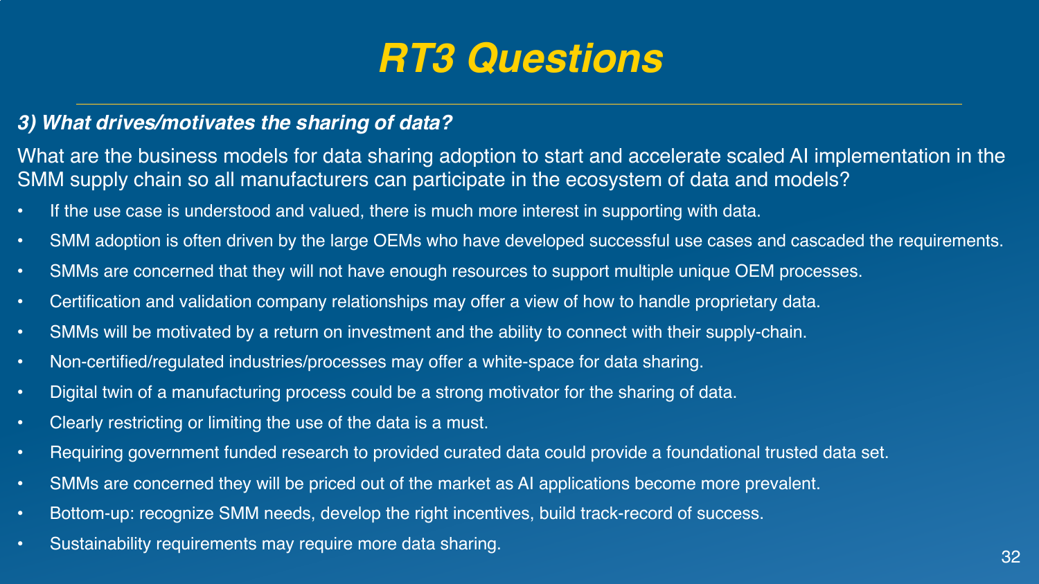# RT3 Questions

***3) What drives/motivates the sharing of data?***

What are the business models for data sharing adoption to start and accelerate scaled AI implementation in the SMM supply chain so all manufacturers can participate in the ecosystem of data and models?

- If the use case is understood and valued, there is much more interest in supporting with data.
- SMM adoption is often driven by the large OEMs who have developed successful use cases and cascaded the requirements.
- SMMs are concerned that they will not have enough resources to support multiple unique OEM processes.
- Certification and validation company relationships may offer a view of how to handle proprietary data.
- SMMs will be motivated by a return on investment and the ability to connect with their supply-chain.
- Non-certified/regulated industries/processes may offer a white-space for data sharing.
- Digital twin of a manufacturing process could be a strong motivator for the sharing of data.
- Clearly restricting or limiting the use of the data is a must.
- Requiring government funded research to provided curated data could provide a foundational trusted data set.
- SMMs are concerned they will be priced out of the market as AI applications become more prevalent.
- Bottom-up: recognize SMM needs, develop the right incentives, build track-record of success.
- Sustainability requirements may require more data sharing.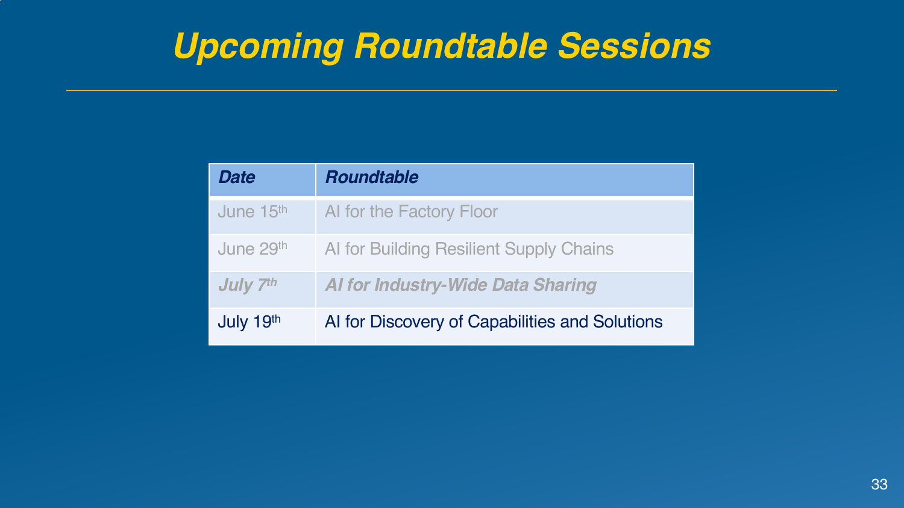# *Upcoming Roundtable Sessions*

| ***Date*** | ***Roundtable*** |
|---|---|
| June 15th | AI for the Factory Floor |
| June 29th | AI for Building Resilient Supply Chains |
| ***July 7th*** | ***AI for Industry-Wide Data Sharing*** |
| July 19th | AI for Discovery of Capabilities and Solutions |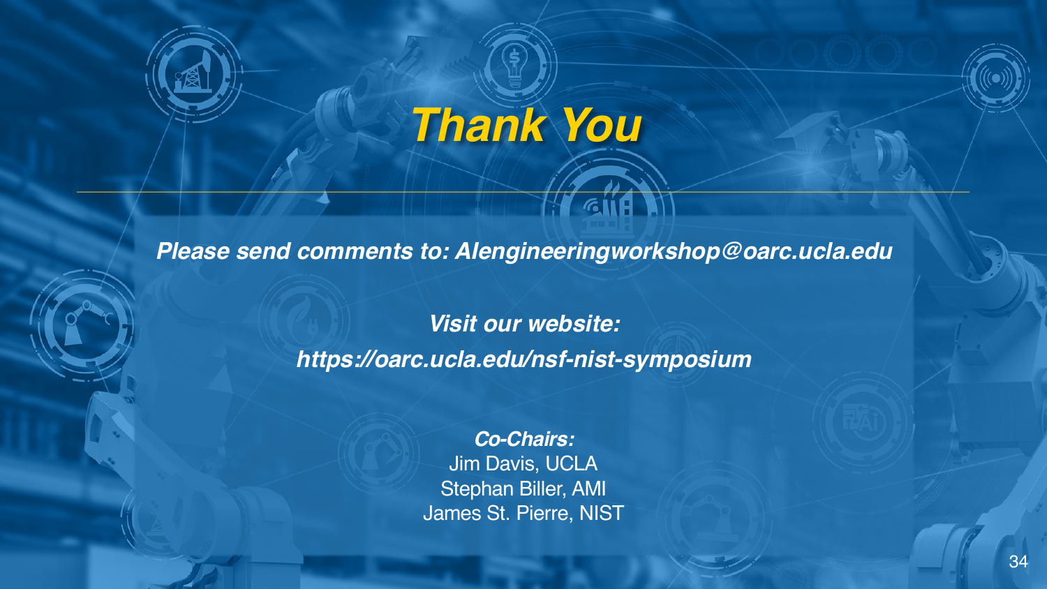# *Thank You*

***Please send comments to: AIengineeringworkshop@oarc.ucla.edu***

***Visit our website:***
***https://oarc.ucla.edu/nsf-nist-symposium***

***Co-Chairs:***
Jim Davis, UCLA
Stephan Biller, AMI
James St. Pierre, NIST